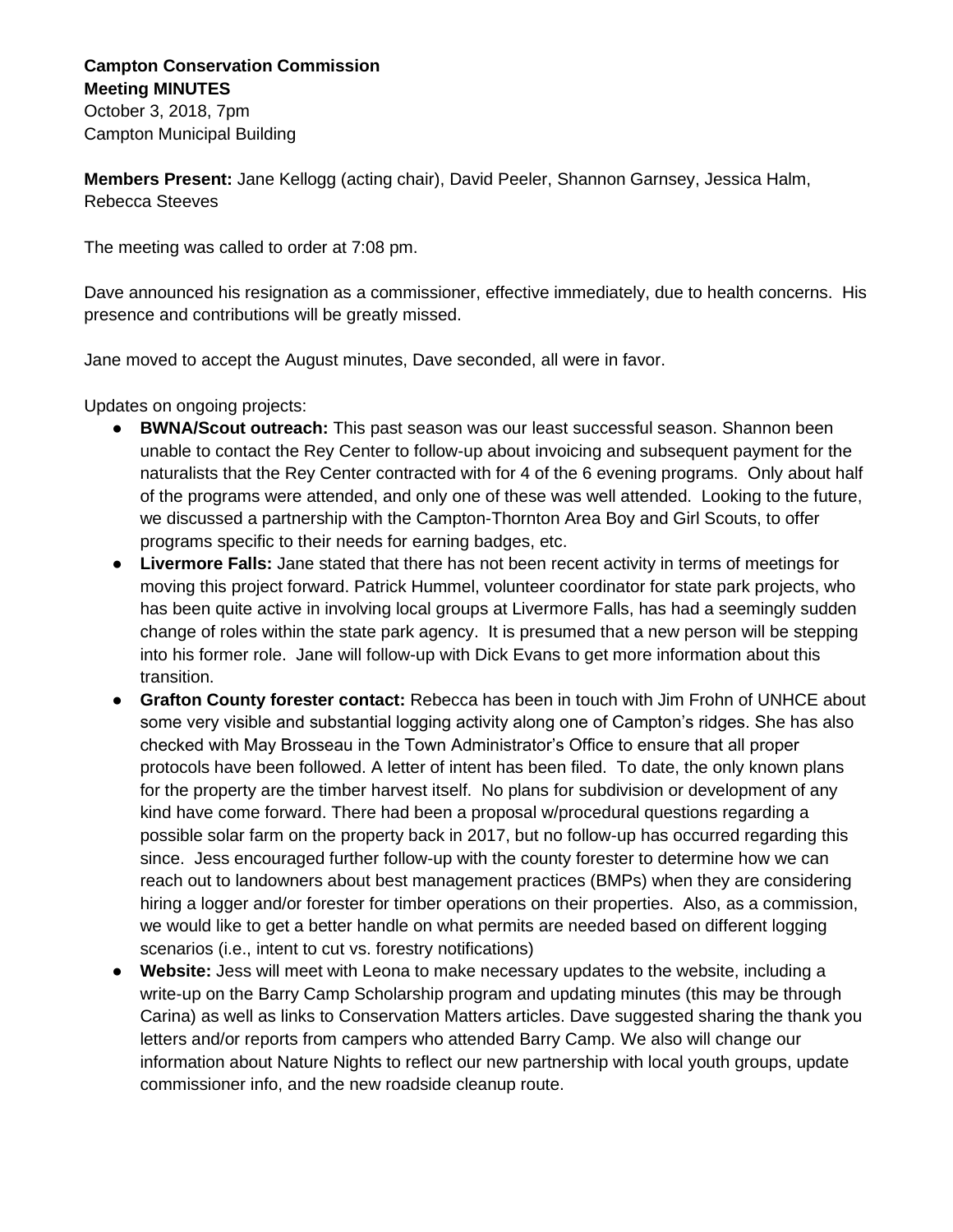**Campton Conservation Commission**
**Meeting MINUTES**
October 3, 2018, 7pm
Campton Municipal Building

**Members Present:** Jane Kellogg (acting chair), David Peeler, Shannon Garnsey, Jessica Halm, Rebecca Steeves

The meeting was called to order at 7:08 pm.

Dave announced his resignation as a commissioner, effective immediately, due to health concerns. His presence and contributions will be greatly missed.

Jane moved to accept the August minutes, Dave seconded, all were in favor.

Updates on ongoing projects:

- **BWNA/Scout outreach:** This past season was our least successful season. Shannon been unable to contact the Rey Center to follow-up about invoicing and subsequent payment for the naturalists that the Rey Center contracted with for 4 of the 6 evening programs. Only about half of the programs were attended, and only one of these was well attended. Looking to the future, we discussed a partnership with the Campton-Thornton Area Boy and Girl Scouts, to offer programs specific to their needs for earning badges, etc.
- **Livermore Falls:** Jane stated that there has not been recent activity in terms of meetings for moving this project forward. Patrick Hummel, volunteer coordinator for state park projects, who has been quite active in involving local groups at Livermore Falls, has had a seemingly sudden change of roles within the state park agency. It is presumed that a new person will be stepping into his former role. Jane will follow-up with Dick Evans to get more information about this transition.
- **Grafton County forester contact:** Rebecca has been in touch with Jim Frohn of UNHCE about some very visible and substantial logging activity along one of Campton's ridges. She has also checked with May Brosseau in the Town Administrator's Office to ensure that all proper protocols have been followed. A letter of intent has been filed. To date, the only known plans for the property are the timber harvest itself. No plans for subdivision or development of any kind have come forward. There had been a proposal w/procedural questions regarding a possible solar farm on the property back in 2017, but no follow-up has occurred regarding this since. Jess encouraged further follow-up with the county forester to determine how we can reach out to landowners about best management practices (BMPs) when they are considering hiring a logger and/or forester for timber operations on their properties. Also, as a commission, we would like to get a better handle on what permits are needed based on different logging scenarios (i.e., intent to cut vs. forestry notifications)
- **Website:** Jess will meet with Leona to make necessary updates to the website, including a write-up on the Barry Camp Scholarship program and updating minutes (this may be through Carina) as well as links to Conservation Matters articles. Dave suggested sharing the thank you letters and/or reports from campers who attended Barry Camp. We also will change our information about Nature Nights to reflect our new partnership with local youth groups, update commissioner info, and the new roadside cleanup route.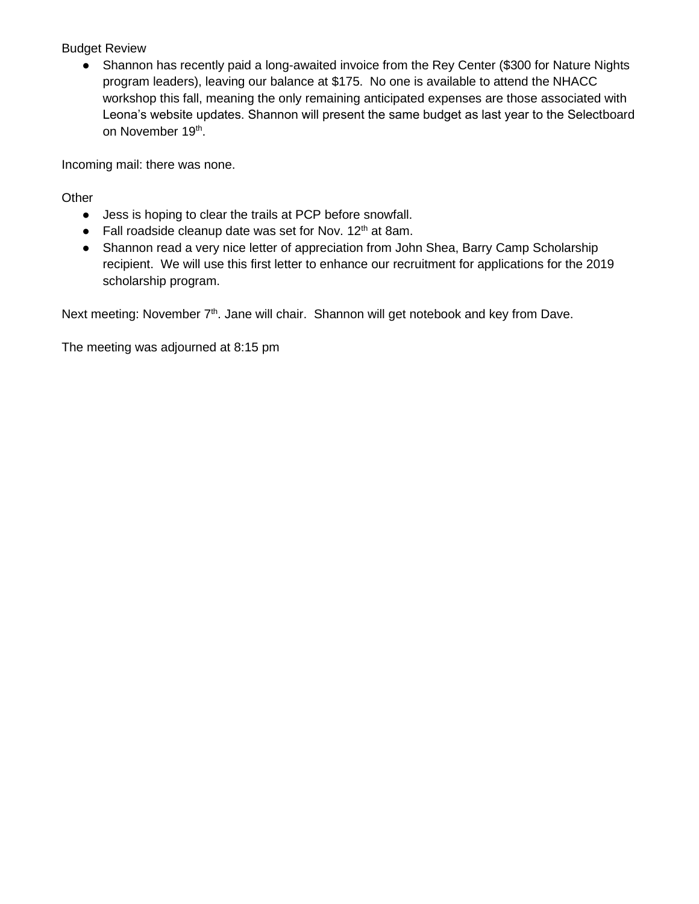Budget Review

- Shannon has recently paid a long-awaited invoice from the Rey Center ($300 for Nature Nights program leaders), leaving our balance at $175. No one is available to attend the NHACC workshop this fall, meaning the only remaining anticipated expenses are those associated with Leona's website updates. Shannon will present the same budget as last year to the Selectboard on November 19th.

Incoming mail: there was none.

Other

- Jess is hoping to clear the trails at PCP before snowfall.
- Fall roadside cleanup date was set for Nov. 12th at 8am.
- Shannon read a very nice letter of appreciation from John Shea, Barry Camp Scholarship recipient. We will use this first letter to enhance our recruitment for applications for the 2019 scholarship program.

Next meeting: November 7th. Jane will chair. Shannon will get notebook and key from Dave.

The meeting was adjourned at 8:15 pm